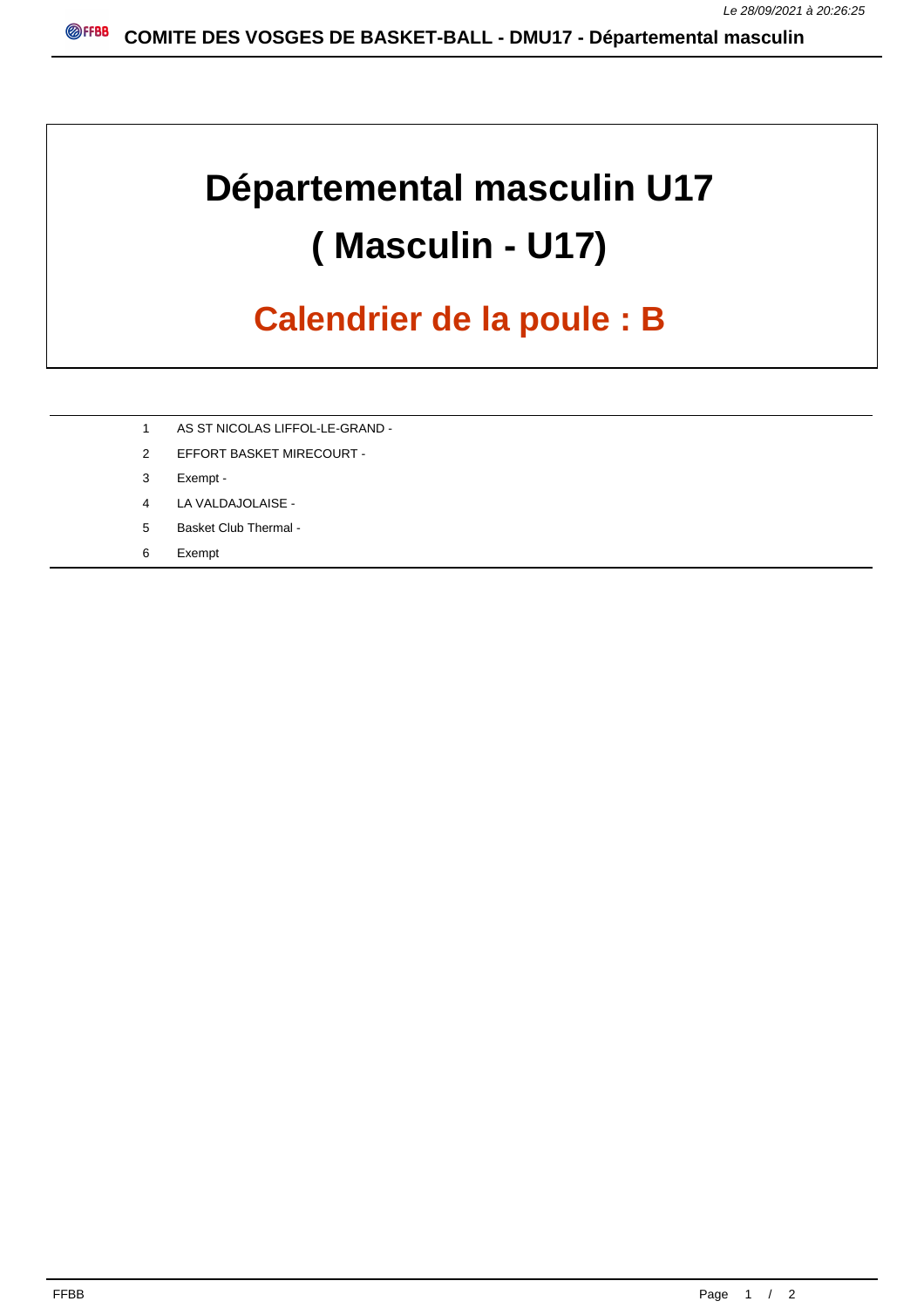# Départemental masculin U17

# ( Masculin - U17)

## Calendrier de la poule : B

| | |
|---|---|
| 1 | AS ST NICOLAS LIFFOL-LE-GRAND - |
| 2 | EFFORT BASKET MIRECOURT - |
| 3 | Exempt - |
| 4 | LA VALDAJOLAISE - |
| 5 | Basket Club Thermal - |
| 6 | Exempt |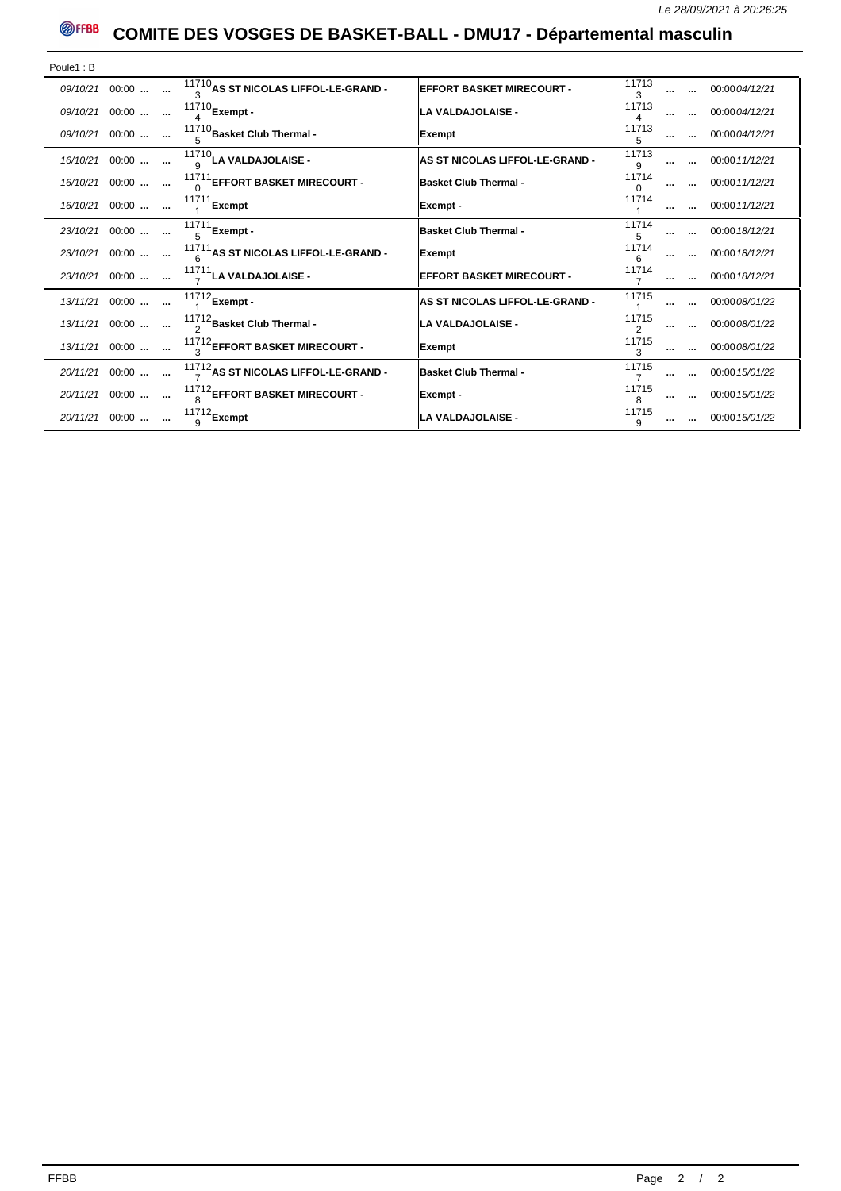# COMITE DES VOSGES DE BASKET-BALL - DMU17 - Départemental masculin

Le 28/09/2021 à 20:26:25

Poule1 : B

| | | | | | | | | | | |
|---|---|---|---|---|---|---|---|---|---|---|
| *09/10/21* | 00:00 | ... | ... | 117103 | **AS ST NICOLAS LIFFOL-LE-GRAND -** | **EFFORT BASKET MIRECOURT -** | 117133 | ... | ... | 00:00 *04/12/21* |
| *09/10/21* | 00:00 | ... | ... | 117104 | **Exempt -** | **LA VALDAJOLAISE -** | 117134 | ... | ... | 00:00 *04/12/21* |
| *09/10/21* | 00:00 | ... | ... | 117105 | **Basket Club Thermal -** | **Exempt** | 117135 | ... | ... | 00:00 *04/12/21* |
| *16/10/21* | 00:00 | ... | ... | 117109 | **LA VALDAJOLAISE -** | **AS ST NICOLAS LIFFOL-LE-GRAND -** | 117139 | ... | ... | 00:00 *11/12/21* |
| *16/10/21* | 00:00 | ... | ... | 117110 | **EFFORT BASKET MIRECOURT -** | **Basket Club Thermal -** | 117140 | ... | ... | 00:00 *11/12/21* |
| *16/10/21* | 00:00 | ... | ... | 117111 | **Exempt** | **Exempt -** | 117141 | ... | ... | 00:00 *11/12/21* |
| *23/10/21* | 00:00 | ... | ... | 117115 | **Exempt -** | **Basket Club Thermal -** | 117145 | ... | ... | 00:00 *18/12/21* |
| *23/10/21* | 00:00 | ... | ... | 117116 | **AS ST NICOLAS LIFFOL-LE-GRAND -** | **Exempt** | 117146 | ... | ... | 00:00 *18/12/21* |
| *23/10/21* | 00:00 | ... | ... | 117117 | **LA VALDAJOLAISE -** | **EFFORT BASKET MIRECOURT -** | 117147 | ... | ... | 00:00 *18/12/21* |
| *13/11/21* | 00:00 | ... | ... | 117121 | **Exempt -** | **AS ST NICOLAS LIFFOL-LE-GRAND -** | 117151 | ... | ... | 00:00 *08/01/22* |
| *13/11/21* | 00:00 | ... | ... | 117122 | **Basket Club Thermal -** | **LA VALDAJOLAISE -** | 117152 | ... | ... | 00:00 *08/01/22* |
| *13/11/21* | 00:00 | ... | ... | 117123 | **EFFORT BASKET MIRECOURT -** | **Exempt** | 117153 | ... | ... | 00:00 *08/01/22* |
| *20/11/21* | 00:00 | ... | ... | 117127 | **AS ST NICOLAS LIFFOL-LE-GRAND -** | **Basket Club Thermal -** | 117157 | ... | ... | 00:00 *15/01/22* |
| *20/11/21* | 00:00 | ... | ... | 117128 | **EFFORT BASKET MIRECOURT -** | **Exempt -** | 117158 | ... | ... | 00:00 *15/01/22* |
| *20/11/21* | 00:00 | ... | ... | 117129 | **Exempt** | **LA VALDAJOLAISE -** | 117159 | ... | ... | 00:00 *15/01/22* |

FFBB